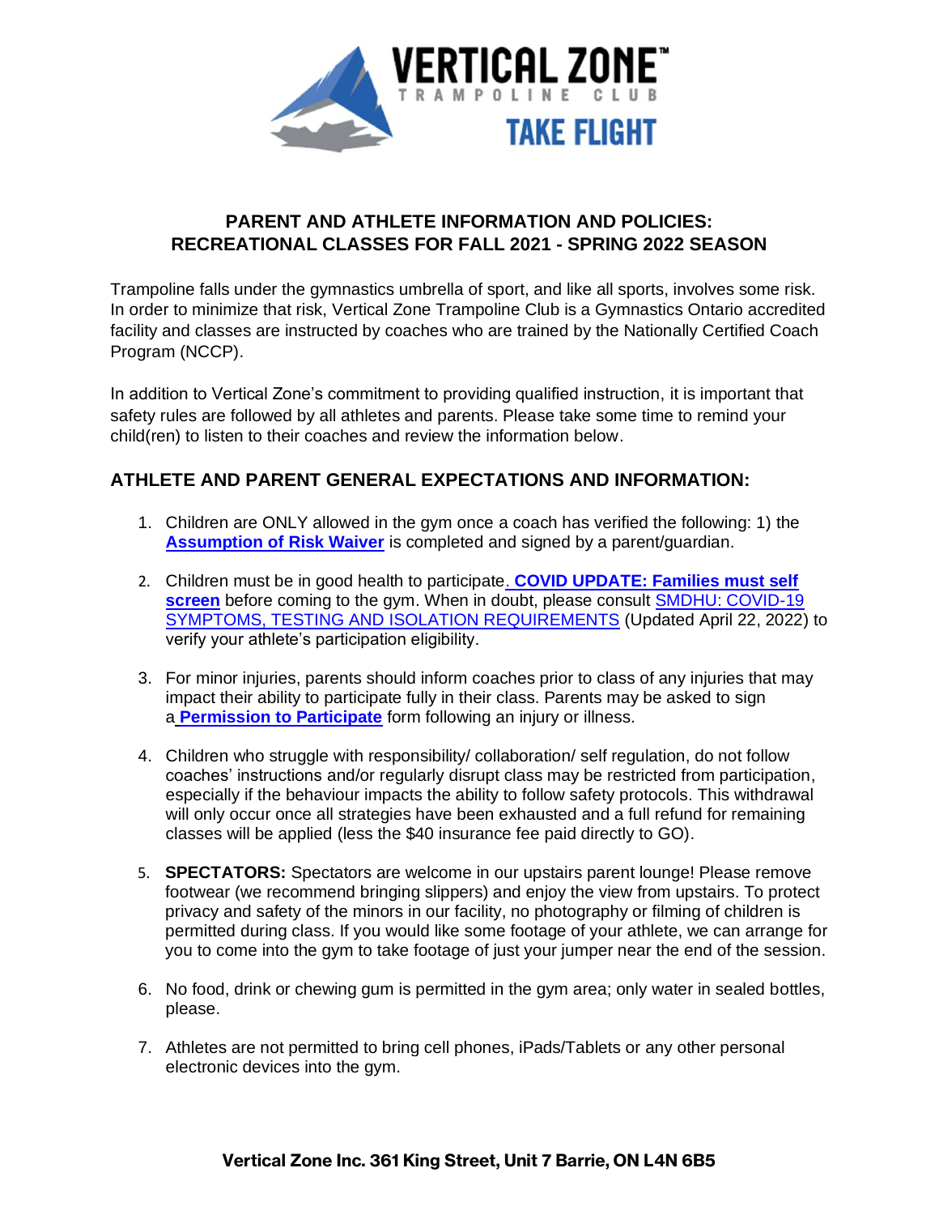# PARENT AND ATHLETE INFORMATION AND POLICIES: RECREATIONAL CLASSES FOR FALL 2021 - SPRING 2022 SEASON

Trampoline falls under the gymnastics umbrella of sport, and like all sports, involves some risk. In order to minimize that risk, Vertical Zone Trampoline Club is a Gymnastics Ontario accredited facility and classes are instructed by coaches who are trained by the Nationally Certified Coach Program (NCCP).

In addition to Vertical Zone's commitment to providing qualified instruction, it is important that safety rules are followed by all athletes and parents. Please take some time to remind your child(ren) to listen to their coaches and review the information below.

## ATHLETE AND PARENT GENERAL EXPECTATIONS AND INFORMATION:

1. Children are ONLY allowed in the gym once a coach has verified the following: 1) the **Assumption of Risk Waiver** is completed and signed by a parent/guardian.

2. Children must be in good health to participate. **COVID UPDATE: Families must self screen** before coming to the gym. When in doubt, please consult SMDHU: COVID-19 SYMPTOMS, TESTING AND ISOLATION REQUIREMENTS (Updated April 22, 2022) to verify your athlete's participation eligibility.

3. For minor injuries, parents should inform coaches prior to class of any injuries that may impact their ability to participate fully in their class. Parents may be asked to sign a **Permission to Participate** form following an injury or illness.

4. Children who struggle with responsibility/ collaboration/ self regulation, do not follow coaches' instructions and/or regularly disrupt class may be restricted from participation, especially if the behaviour impacts the ability to follow safety protocols. This withdrawal will only occur once all strategies have been exhausted and a full refund for remaining classes will be applied (less the $40 insurance fee paid directly to GO).

5. **SPECTATORS:** Spectators are welcome in our upstairs parent lounge! Please remove footwear (we recommend bringing slippers) and enjoy the view from upstairs. To protect privacy and safety of the minors in our facility, no photography or filming of children is permitted during class. If you would like some footage of your athlete, we can arrange for you to come into the gym to take footage of just your jumper near the end of the session.

6. No food, drink or chewing gum is permitted in the gym area; only water in sealed bottles, please.

7. Athletes are not permitted to bring cell phones, iPads/Tablets or any other personal electronic devices into the gym.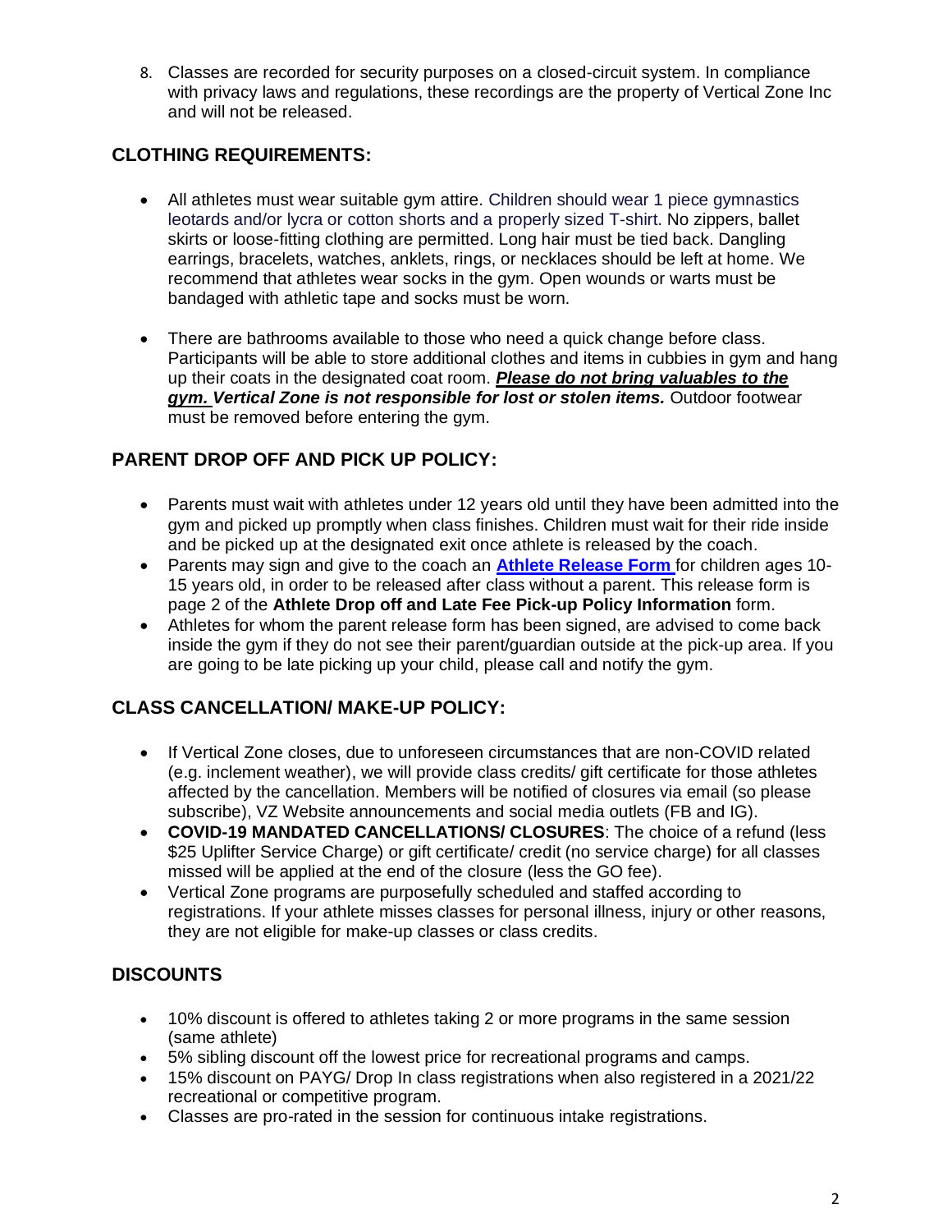8. Classes are recorded for security purposes on a closed-circuit system. In compliance with privacy laws and regulations, these recordings are the property of Vertical Zone Inc and will not be released.

## CLOTHING REQUIREMENTS:

- All athletes must wear suitable gym attire. Children should wear 1 piece gymnastics leotards and/or lycra or cotton shorts and a properly sized T-shirt. No zippers, ballet skirts or loose-fitting clothing are permitted. Long hair must be tied back. Dangling earrings, bracelets, watches, anklets, rings, or necklaces should be left at home. We recommend that athletes wear socks in the gym. Open wounds or warts must be bandaged with athletic tape and socks must be worn.
- There are bathrooms available to those who need a quick change before class. Participants will be able to store additional clothes and items in cubbies in gym and hang up their coats in the designated coat room. ***Please do not bring valuables to the gym. Vertical Zone is not responsible for lost or stolen items.*** Outdoor footwear must be removed before entering the gym.

## PARENT DROP OFF AND PICK UP POLICY:

- Parents must wait with athletes under 12 years old until they have been admitted into the gym and picked up promptly when class finishes. Children must wait for their ride inside and be picked up at the designated exit once athlete is released by the coach.
- Parents may sign and give to the coach an **Athlete Release Form** for children ages 10-15 years old, in order to be released after class without a parent. This release form is page 2 of the **Athlete Drop off and Late Fee Pick-up Policy Information** form.
- Athletes for whom the parent release form has been signed, are advised to come back inside the gym if they do not see their parent/guardian outside at the pick-up area. If you are going to be late picking up your child, please call and notify the gym.

## CLASS CANCELLATION/ MAKE-UP POLICY:

- If Vertical Zone closes, due to unforeseen circumstances that are non-COVID related (e.g. inclement weather), we will provide class credits/ gift certificate for those athletes affected by the cancellation. Members will be notified of closures via email (so please subscribe), VZ Website announcements and social media outlets (FB and IG).
- **COVID-19 MANDATED CANCELLATIONS/ CLOSURES**: The choice of a refund (less $25 Uplifter Service Charge) or gift certificate/ credit (no service charge) for all classes missed will be applied at the end of the closure (less the GO fee).
- Vertical Zone programs are purposefully scheduled and staffed according to registrations. If your athlete misses classes for personal illness, injury or other reasons, they are not eligible for make-up classes or class credits.

## DISCOUNTS

- 10% discount is offered to athletes taking 2 or more programs in the same session (same athlete)
- 5% sibling discount off the lowest price for recreational programs and camps.
- 15% discount on PAYG/ Drop In class registrations when also registered in a 2021/22 recreational or competitive program.
- Classes are pro-rated in the session for continuous intake registrations.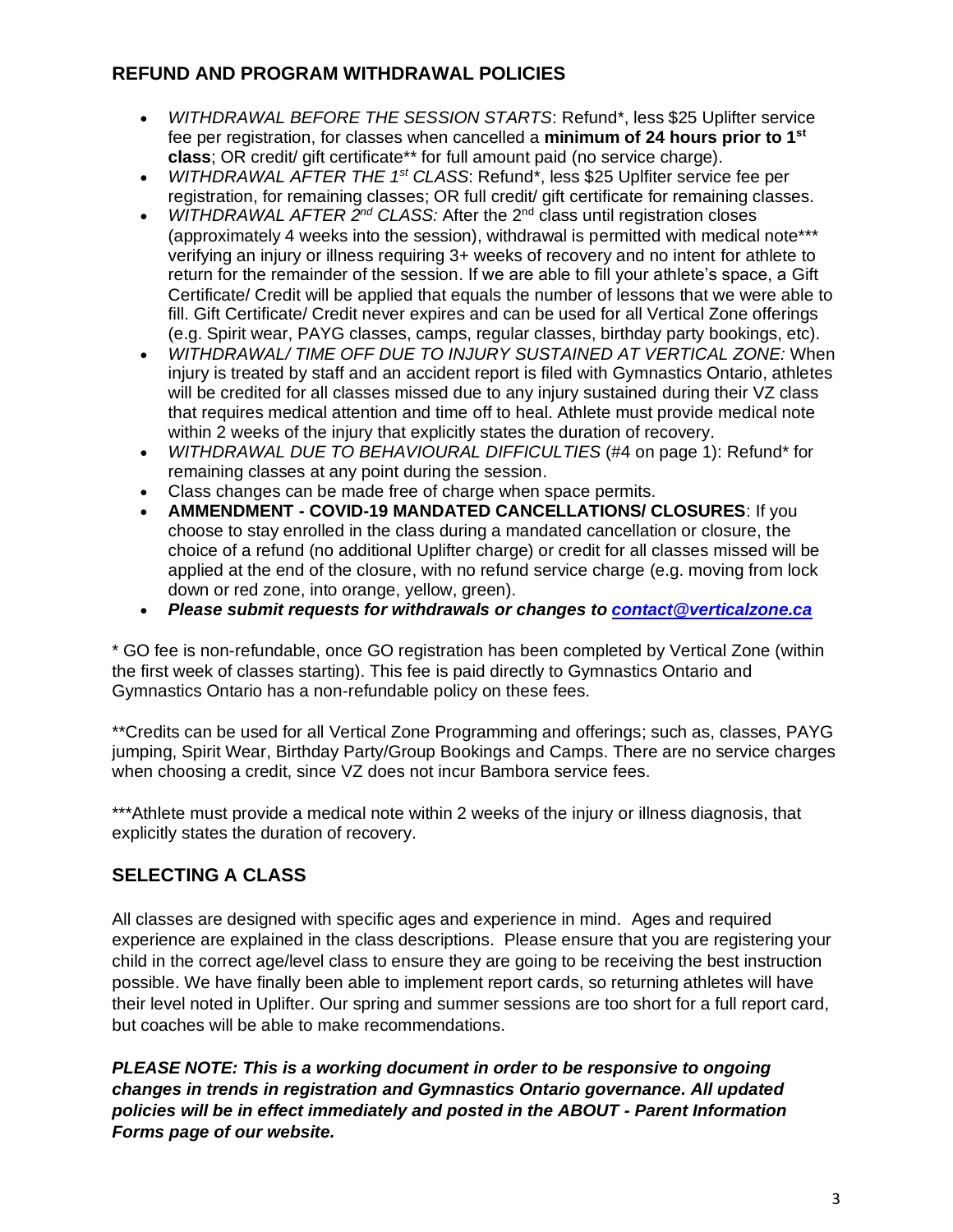## REFUND AND PROGRAM WITHDRAWAL POLICIES

- *WITHDRAWAL BEFORE THE SESSION STARTS*: Refund*, less $25 Uplifter service fee per registration, for classes when cancelled a **minimum of 24 hours prior to 1st class**; OR credit/ gift certificate** for full amount paid (no service charge).
- *WITHDRAWAL AFTER THE 1st CLASS*: Refund*, less $25 Uplfiter service fee per registration, for remaining classes; OR full credit/ gift certificate for remaining classes.
- *WITHDRAWAL AFTER 2nd CLASS:* After the 2nd class until registration closes (approximately 4 weeks into the session), withdrawal is permitted with medical note*** verifying an injury or illness requiring 3+ weeks of recovery and no intent for athlete to return for the remainder of the session. If we are able to fill your athlete's space, a Gift Certificate/ Credit will be applied that equals the number of lessons that we were able to fill. Gift Certificate/ Credit never expires and can be used for all Vertical Zone offerings (e.g. Spirit wear, PAYG classes, camps, regular classes, birthday party bookings, etc).
- *WITHDRAWAL/ TIME OFF DUE TO INJURY SUSTAINED AT VERTICAL ZONE:* When injury is treated by staff and an accident report is filed with Gymnastics Ontario, athletes will be credited for all classes missed due to any injury sustained during their VZ class that requires medical attention and time off to heal. Athlete must provide medical note within 2 weeks of the injury that explicitly states the duration of recovery.
- *WITHDRAWAL DUE TO BEHAVIOURAL DIFFICULTIES* (#4 on page 1): Refund* for remaining classes at any point during the session.
- Class changes can be made free of charge when space permits.
- **AMMENDMENT - COVID-19 MANDATED CANCELLATIONS/ CLOSURES**: If you choose to stay enrolled in the class during a mandated cancellation or closure, the choice of a refund (no additional Uplifter charge) or credit for all classes missed will be applied at the end of the closure, with no refund service charge (e.g. moving from lock down or red zone, into orange, yellow, green).
- ***Please submit requests for withdrawals or changes to [contact@verticalzone.ca](mailto:contact@verticalzone.ca)***

\* GO fee is non-refundable, once GO registration has been completed by Vertical Zone (within the first week of classes starting). This fee is paid directly to Gymnastics Ontario and Gymnastics Ontario has a non-refundable policy on these fees.

**Credits can be used for all Vertical Zone Programming and offerings; such as, classes, PAYG jumping, Spirit Wear, Birthday Party/Group Bookings and Camps. There are no service charges when choosing a credit, since VZ does not incur Bambora service fees.

***Athlete must provide a medical note within 2 weeks of the injury or illness diagnosis, that explicitly states the duration of recovery.

## SELECTING A CLASS

All classes are designed with specific ages and experience in mind. Ages and required experience are explained in the class descriptions. Please ensure that you are registering your child in the correct age/level class to ensure they are going to be receiving the best instruction possible. We have finally been able to implement report cards, so returning athletes will have their level noted in Uplifter. Our spring and summer sessions are too short for a full report card, but coaches will be able to make recommendations.

***PLEASE NOTE: This is a working document in order to be responsive to ongoing changes in trends in registration and Gymnastics Ontario governance. All updated policies will be in effect immediately and posted in the ABOUT - Parent Information Forms page of our website.***